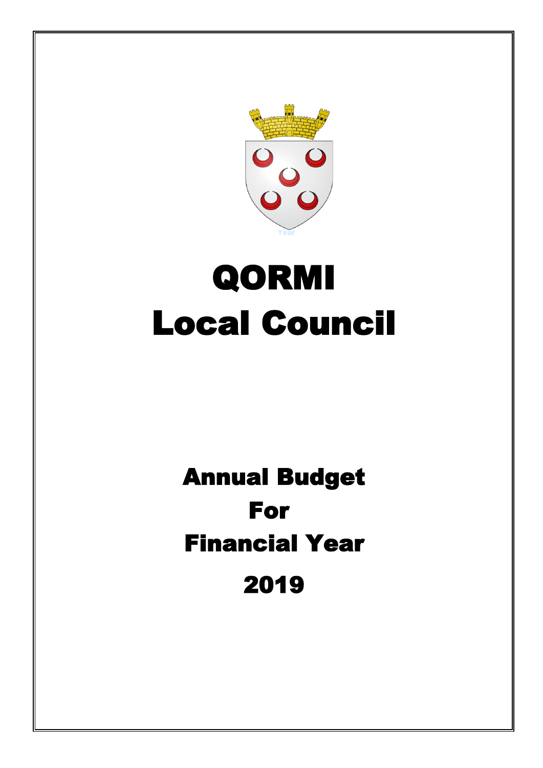Year

# QORMI Local Council

## Annual Budget For Financial Year 2019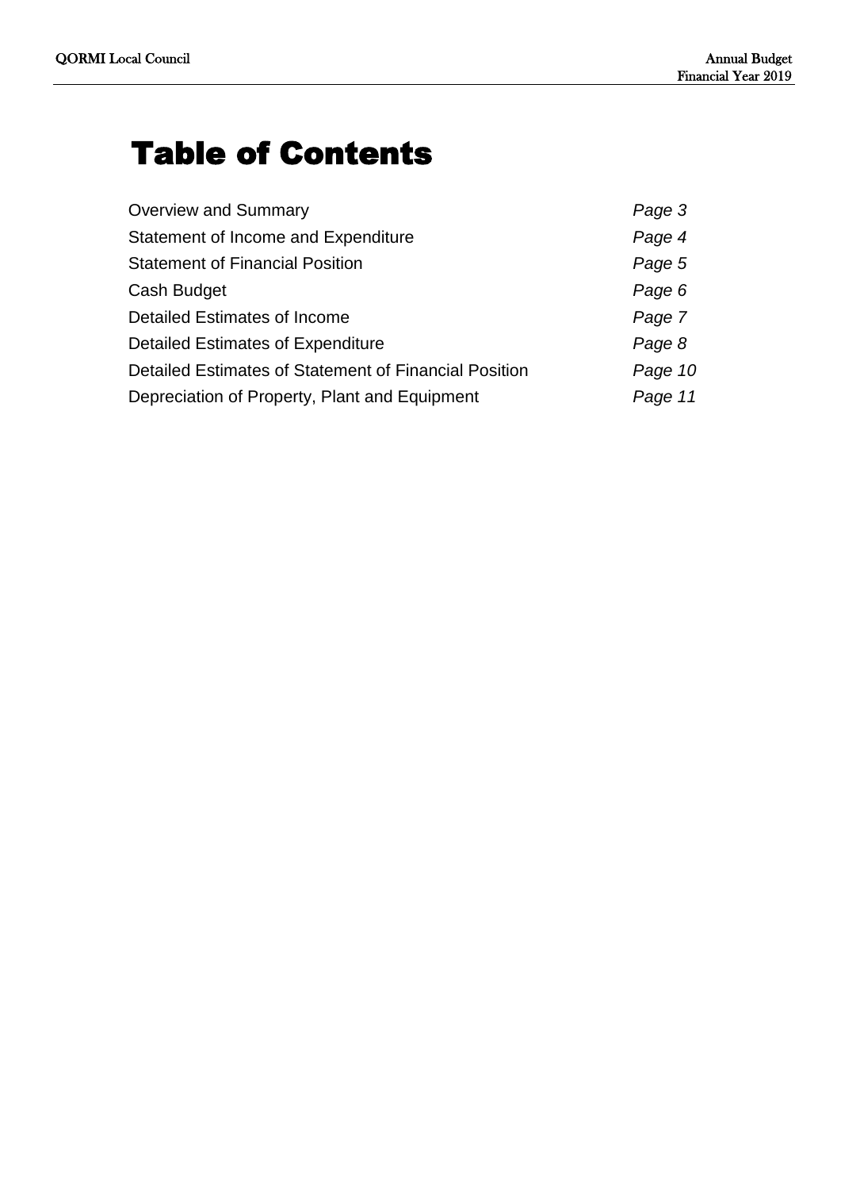# Table of Contents

| | |
|---|---|
| Overview and Summary | *Page 3* |
| Statement of Income and Expenditure | *Page 4* |
| Statement of Financial Position | *Page 5* |
| Cash Budget | *Page 6* |
| Detailed Estimates of Income | *Page 7* |
| Detailed Estimates of Expenditure | *Page 8* |
| Detailed Estimates of Statement of Financial Position | *Page 10* |
| Depreciation of Property, Plant and Equipment | *Page 11* |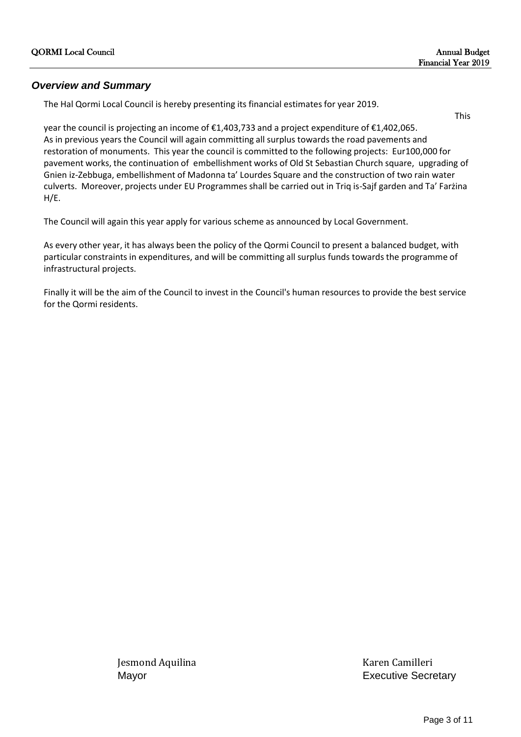### *Overview and Summary*

The Hal Qormi Local Council is hereby presenting its financial estimates for year 2019.

This year the council is projecting an income of €1,403,733 and a project expenditure of €1,402,065. As in previous years the Council will again committing all surplus towards the road pavements and restoration of monuments. This year the council is committed to the following projects: Eur100,000 for pavement works, the continuation of embellishment works of Old St Sebastian Church square, upgrading of Gnien iz-Zebbuga, embellishment of Madonna ta' Lourdes Square and the construction of two rain water culverts. Moreover, projects under EU Programmes shall be carried out in Triq is-Sajf garden and Ta' Farżina H/E.

The Council will again this year apply for various scheme as announced by Local Government.

As every other year, it has always been the policy of the Qormi Council to present a balanced budget, with particular constraints in expenditures, and will be committing all surplus funds towards the programme of infrastructural projects.

Finally it will be the aim of the Council to invest in the Council's human resources to provide the best service for the Qormi residents.

| Jesmond Aquilina | Karen Camilleri |
| --- | --- |
| Mayor | Executive Secretary |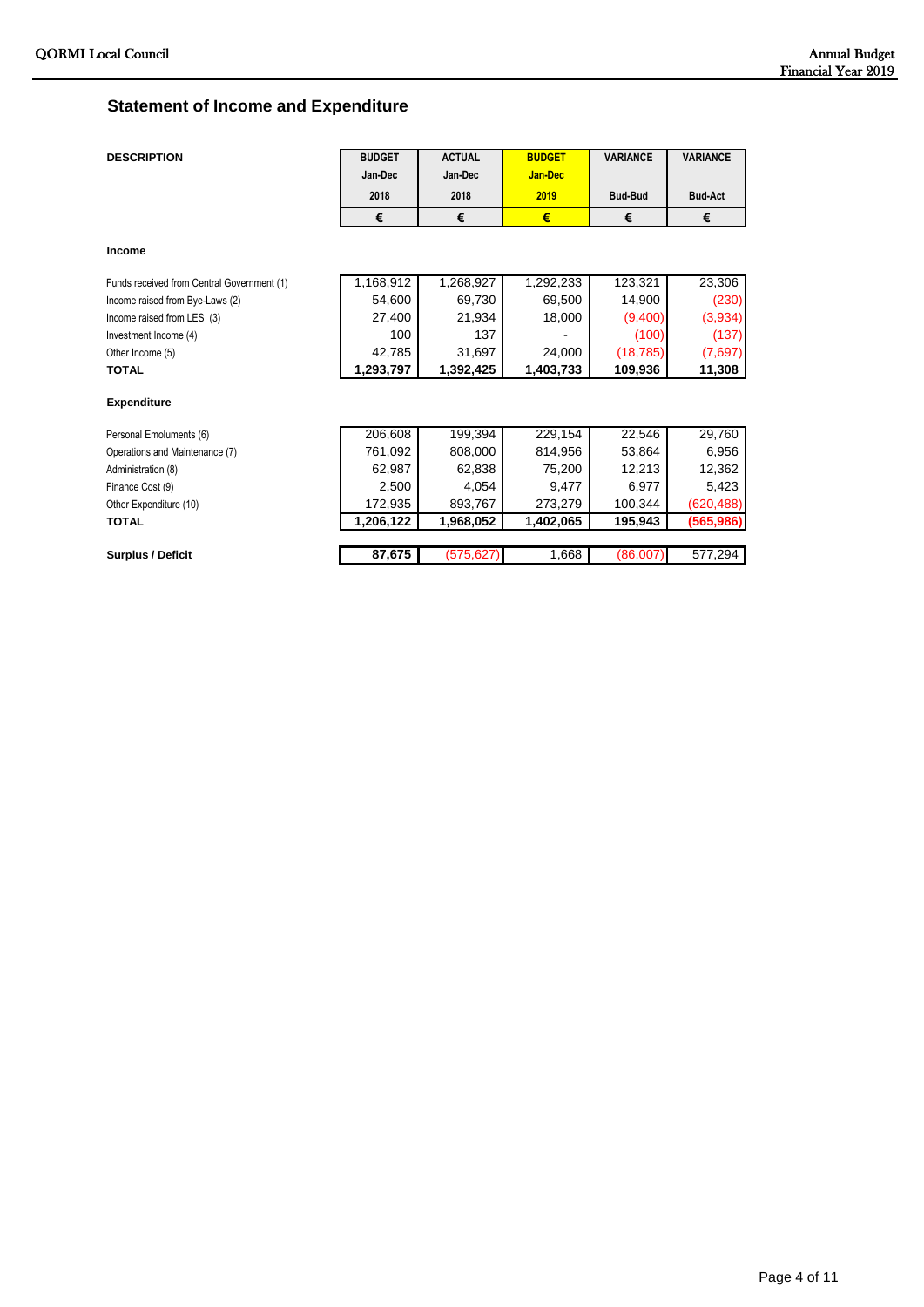## Statement of Income and Expenditure

| DESCRIPTION | BUDGET Jan-Dec 2018 | ACTUAL Jan-Dec 2018 | BUDGET Jan-Dec 2019 | VARIANCE Bud-Bud | VARIANCE Bud-Act |
|---|---|---|---|---|---|
| | € | € | € | € | € |
| **Income** | | | | | |
| Funds received from Central Government (1) | 1,168,912 | 1,268,927 | 1,292,233 | 123,321 | 23,306 |
| Income raised from Bye-Laws (2) | 54,600 | 69,730 | 69,500 | 14,900 | (230) |
| Income raised from LES (3) | 27,400 | 21,934 | 18,000 | (9,400) | (3,934) |
| Investment Income (4) | 100 | 137 | - | (100) | (137) |
| Other Income (5) | 42,785 | 31,697 | 24,000 | (18,785) | (7,697) |
| **TOTAL** | **1,293,797** | **1,392,425** | **1,403,733** | **109,936** | **11,308** |
| **Expenditure** | | | | | |
| Personal Emoluments (6) | 206,608 | 199,394 | 229,154 | 22,546 | 29,760 |
| Operations and Maintenance (7) | 761,092 | 808,000 | 814,956 | 53,864 | 6,956 |
| Administration (8) | 62,987 | 62,838 | 75,200 | 12,213 | 12,362 |
| Finance Cost (9) | 2,500 | 4,054 | 9,477 | 6,977 | 5,423 |
| Other Expenditure (10) | 172,935 | 893,767 | 273,279 | 100,344 | (620,488) |
| **TOTAL** | **1,206,122** | **1,968,052** | **1,402,065** | **195,943** | **(565,986)** |
| **Surplus / Deficit** | **87,675** | (575,627) | 1,668 | (86,007) | 577,294 |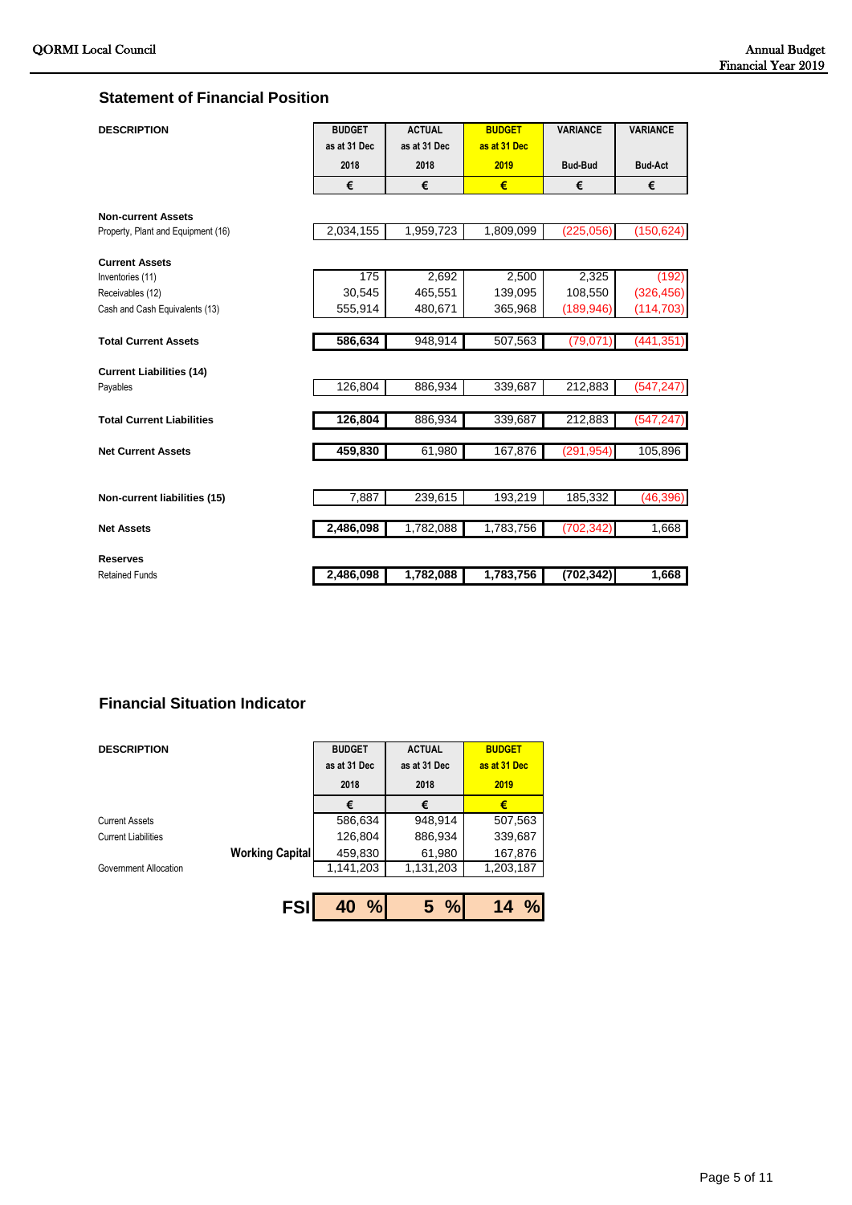## Statement of Financial Position

| DESCRIPTION | BUDGET as at 31 Dec 2018 | ACTUAL as at 31 Dec 2018 | BUDGET as at 31 Dec 2019 | VARIANCE Bud-Bud | VARIANCE Bud-Act |
|---|---|---|---|---|---|
| | € | € | € | € | € |
| **Non-current Assets** | | | | | |
| Property, Plant and Equipment (16) | 2,034,155 | 1,959,723 | 1,809,099 | (225,056) | (150,624) |
| **Current Assets** | | | | | |
| Inventories (11) | 175 | 2,692 | 2,500 | 2,325 | (192) |
| Receivables (12) | 30,545 | 465,551 | 139,095 | 108,550 | (326,456) |
| Cash and Cash Equivalents (13) | 555,914 | 480,671 | 365,968 | (189,946) | (114,703) |
| **Total Current Assets** | **586,634** | 948,914 | 507,563 | (79,071) | (441,351) |
| **Current Liabilities (14)** | | | | | |
| Payables | 126,804 | 886,934 | 339,687 | 212,883 | (547,247) |
| **Total Current Liabilities** | **126,804** | 886,934 | 339,687 | 212,883 | (547,247) |
| **Net Current Assets** | **459,830** | 61,980 | 167,876 | (291,954) | 105,896 |
| **Non-current liabilities (15)** | 7,887 | 239,615 | 193,219 | 185,332 | (46,396) |
| **Net Assets** | **2,486,098** | 1,782,088 | 1,783,756 | (702,342) | 1,668 |
| **Reserves** | | | | | |
| Retained Funds | **2,486,098** | **1,782,088** | **1,783,756** | **(702,342)** | **1,668** |

## Financial Situation Indicator

| DESCRIPTION | | BUDGET as at 31 Dec 2018 | ACTUAL as at 31 Dec 2018 | BUDGET as at 31 Dec 2019 |
|---|---|---|---|---|
| | | € | € | € |
| Current Assets | | 586,634 | 948,914 | 507,563 |
| Current Liabilities | | 126,804 | 886,934 | 339,687 |
| | **Working Capital** | 459,830 | 61,980 | 167,876 |
| Government Allocation | | 1,141,203 | 1,131,203 | 1,203,187 |
| | **FSI** | **40 %** | **5 %** | **14 %** |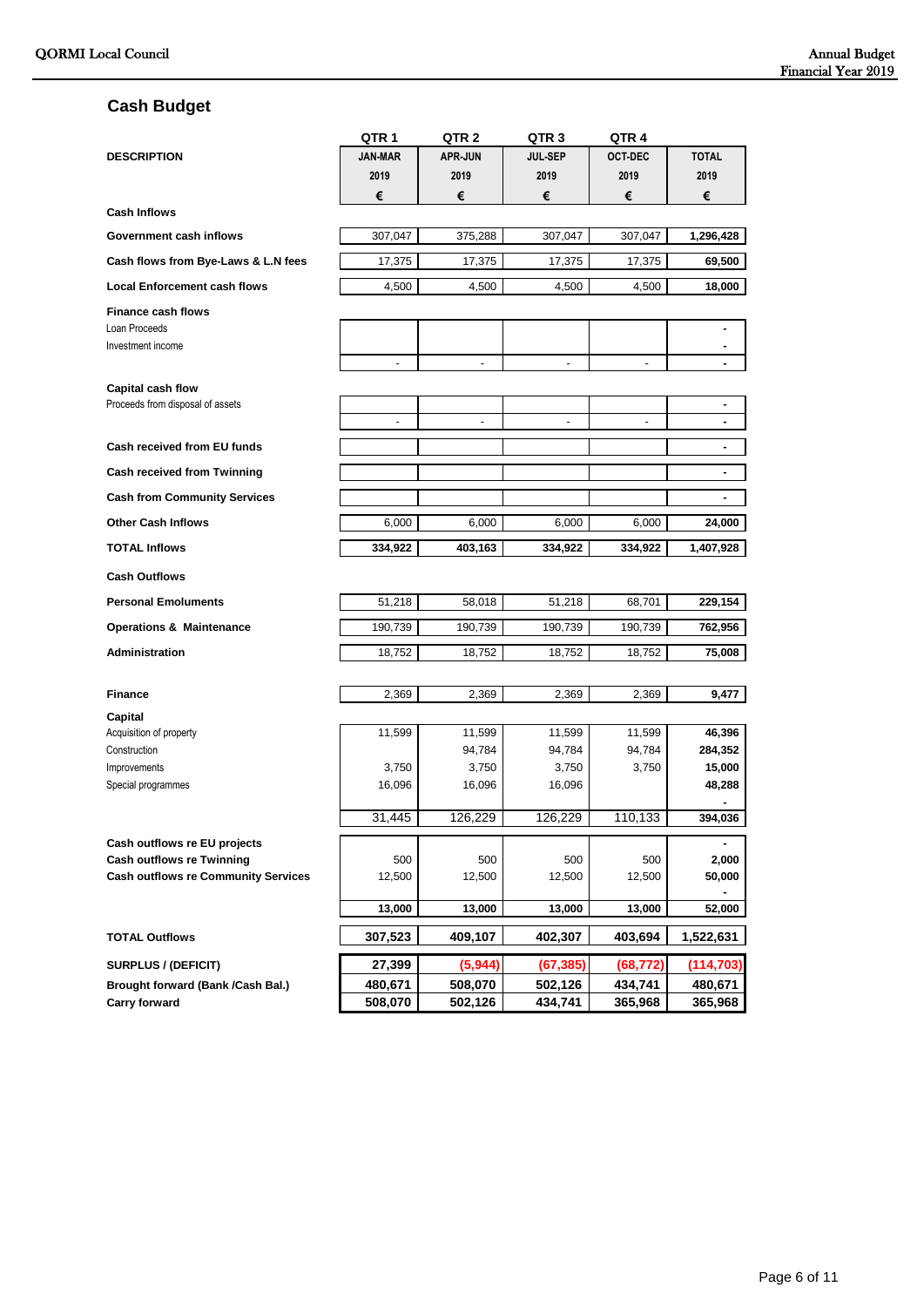## Cash Budget

| DESCRIPTION | QTR 1 JAN-MAR 2019 € | QTR 2 APR-JUN 2019 € | QTR 3 JUL-SEP 2019 € | QTR 4 OCT-DEC 2019 € | TOTAL 2019 € |
|---|---|---|---|---|---|
| **Cash Inflows** | | | | | |
| **Government cash inflows** | 307,047 | 375,288 | 307,047 | 307,047 | **1,296,428** |
| **Cash flows from Bye-Laws & L.N fees** | 17,375 | 17,375 | 17,375 | 17,375 | **69,500** |
| **Local Enforcement cash flows** | 4,500 | 4,500 | 4,500 | 4,500 | **18,000** |
| **Finance cash flows** | | | | | |
| Loan Proceeds | | | | | - |
| Investment income | | | | | - |
| | - | - | - | - | - |
| **Capital cash flow** | | | | | |
| Proceeds from disposal of assets | | | | | - |
| | - | - | - | - | - |
| **Cash received from EU funds** | | | | | - |
| **Cash received from Twinning** | | | | | - |
| **Cash from Community Services** | | | | | - |
| **Other Cash Inflows** | 6,000 | 6,000 | 6,000 | 6,000 | **24,000** |
| **TOTAL Inflows** | **334,922** | **403,163** | **334,922** | **334,922** | **1,407,928** |
| **Cash Outflows** | | | | | |
| **Personal Emoluments** | 51,218 | 58,018 | 51,218 | 68,701 | **229,154** |
| **Operations & Maintenance** | 190,739 | 190,739 | 190,739 | 190,739 | **762,956** |
| **Administration** | 18,752 | 18,752 | 18,752 | 18,752 | **75,008** |
| **Finance** | 2,369 | 2,369 | 2,369 | 2,369 | **9,477** |
| **Capital** | | | | | |
| Acquisition of property | 11,599 | 11,599 | 11,599 | 11,599 | **46,396** |
| Construction | | 94,784 | 94,784 | 94,784 | **284,352** |
| Improvements | 3,750 | 3,750 | 3,750 | 3,750 | **15,000** |
| Special programmes | 16,096 | 16,096 | 16,096 | | **48,288** |
| | | | | | - |
| | 31,445 | 126,229 | 126,229 | 110,133 | **394,036** |
| **Cash outflows re EU projects** | | | | | - |
| **Cash outflows re Twinning** | 500 | 500 | 500 | 500 | **2,000** |
| **Cash outflows re Community Services** | 12,500 | 12,500 | 12,500 | 12,500 | **50,000** |
| | | | | | - |
| | **13,000** | **13,000** | **13,000** | **13,000** | **52,000** |
| **TOTAL Outflows** | **307,523** | **409,107** | **402,307** | **403,694** | **1,522,631** |
| **SURPLUS / (DEFICIT)** | **27,399** | **(5,944)** | **(67,385)** | **(68,772)** | **(114,703)** |
| **Brought forward (Bank /Cash Bal.)** | **480,671** | **508,070** | **502,126** | **434,741** | **480,671** |
| **Carry forward** | **508,070** | **502,126** | **434,741** | **365,968** | **365,968** |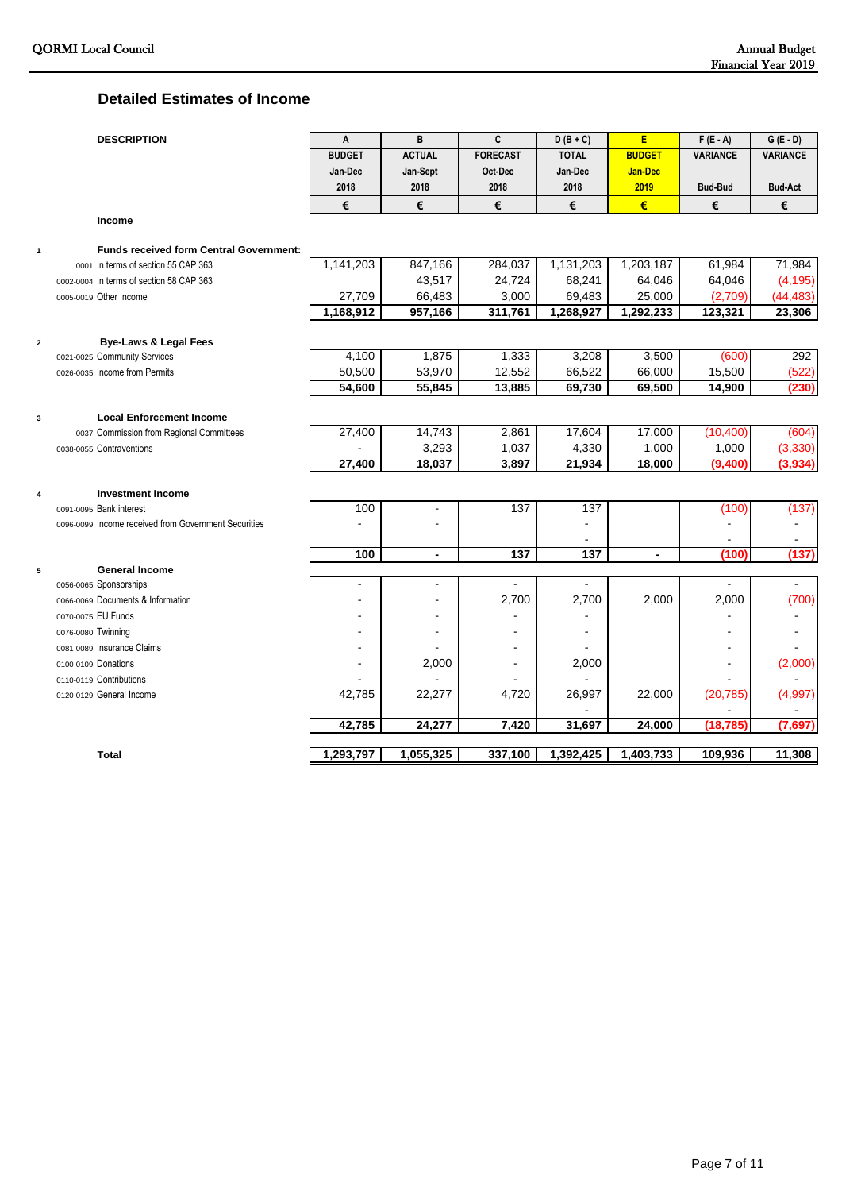## Detailed Estimates of Income

| | DESCRIPTION | A | B | C | D (B + C) | E | F (E - A) | G (E - D) |
|---|---|---|---|---|---|---|---|---|
| | | BUDGET | ACTUAL | FORECAST | TOTAL | BUDGET | VARIANCE | VARIANCE |
| | | Jan-Dec | Jan-Sept | Oct-Dec | Jan-Dec | Jan-Dec | | |
| | | 2018 | 2018 | 2018 | 2018 | 2019 | Bud-Bud | Bud-Act |
| | | € | € | € | € | € | € | € |
| | **Income** | | | | | | | |
| 1 | **Funds received form Central Government:** | | | | | | | |
| | 0001 In terms of section 55 CAP 363 | 1,141,203 | 847,166 | 284,037 | 1,131,203 | 1,203,187 | 61,984 | 71,984 |
| | 0002-0004 In terms of section 58 CAP 363 | | 43,517 | 24,724 | 68,241 | 64,046 | 64,046 | (4,195) |
| | 0005-0019 Other Income | 27,709 | 66,483 | 3,000 | 69,483 | 25,000 | (2,709) | (44,483) |
| | | **1,168,912** | **957,166** | **311,761** | **1,268,927** | **1,292,233** | **123,321** | **23,306** |
| 2 | **Bye-Laws & Legal Fees** | | | | | | | |
| | 0021-0025 Community Services | 4,100 | 1,875 | 1,333 | 3,208 | 3,500 | (600) | 292 |
| | 0026-0035 Income from Permits | 50,500 | 53,970 | 12,552 | 66,522 | 66,000 | 15,500 | (522) |
| | | **54,600** | **55,845** | **13,885** | **69,730** | **69,500** | **14,900** | **(230)** |
| 3 | **Local Enforcement Income** | | | | | | | |
| | 0037 Commission from Regional Committees | 27,400 | 14,743 | 2,861 | 17,604 | 17,000 | (10,400) | (604) |
| | 0038-0055 Contraventions | - | 3,293 | 1,037 | 4,330 | 1,000 | 1,000 | (3,330) |
| | | **27,400** | **18,037** | **3,897** | **21,934** | **18,000** | **(9,400)** | **(3,934)** |
| 4 | **Investment Income** | | | | | | | |
| | 0091-0095 Bank interest | 100 | - | 137 | 137 | | (100) | (137) |
| | 0096-0099 Income received from Government Securities | - | - | | - | | - | - |
| | | | | | - | | - | - |
| | | **100** | **-** | **137** | **137** | **-** | **(100)** | **(137)** |
| 5 | **General Income** | | | | | | | |
| | 0056-0065 Sponsorships | - | - | - | - | | - | - |
| | 0066-0069 Documents & Information | - | - | 2,700 | 2,700 | 2,000 | 2,000 | (700) |
| | 0070-0075 EU Funds | - | - | - | - | | - | - |
| | 0076-0080 Twinning | - | - | - | - | | - | - |
| | 0081-0089 Insurance Claims | - | - | - | - | | - | - |
| | 0100-0109 Donations | - | 2,000 | - | 2,000 | | - | (2,000) |
| | 0110-0119 Contributions | - | - | - | - | | - | - |
| | 0120-0129 General Income | 42,785 | 22,277 | 4,720 | 26,997 | 22,000 | (20,785) | (4,997) |
| | | | | | - | | - | - |
| | | **42,785** | **24,277** | **7,420** | **31,697** | **24,000** | **(18,785)** | **(7,697)** |
| | **Total** | **1,293,797** | **1,055,325** | **337,100** | **1,392,425** | **1,403,733** | **109,936** | **11,308** |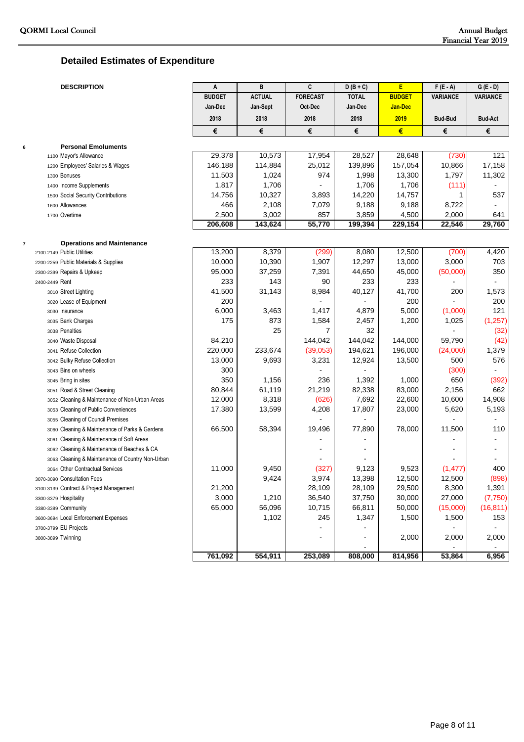## Detailed Estimates of Expenditure

| DESCRIPTION | A | B | C | D (B + C) | E | F (E - A) | G (E - D) |
|---|---|---|---|---|---|---|---|
| | BUDGET | ACTUAL | FORECAST | TOTAL | BUDGET | VARIANCE | VARIANCE |
| | Jan-Dec | Jan-Sept | Oct-Dec | Jan-Dec | Jan-Dec | | |
| | 2018 | 2018 | 2018 | 2018 | 2019 | Bud-Bud | Bud-Act |
| | € | € | € | € | € | € | € |
| **6 Personal Emoluments** | | | | | | | |
| 1100 Mayor's Allowance | 29,378 | 10,573 | 17,954 | 28,527 | 28,648 | (730) | 121 |
| 1200 Employees' Salaries & Wages | 146,188 | 114,884 | 25,012 | 139,896 | 157,054 | 10,866 | 17,158 |
| 1300 Bonuses | 11,503 | 1,024 | 974 | 1,998 | 13,300 | 1,797 | 11,302 |
| 1400 Income Supplements | 1,817 | 1,706 | - | 1,706 | 1,706 | (111) | - |
| 1500 Social Security Contributions | 14,756 | 10,327 | 3,893 | 14,220 | 14,757 | 1 | 537 |
| 1600 Allowances | 466 | 2,108 | 7,079 | 9,188 | 9,188 | 8,722 | - |
| 1700 Overtime | 2,500 | 3,002 | 857 | 3,859 | 4,500 | 2,000 | 641 |
| | **206,608** | **143,624** | **55,770** | **199,394** | **229,154** | **22,546** | **29,760** |
| **7 Operations and Maintenance** | | | | | | | |
| 2100-2149 Public Utilities | 13,200 | 8,379 | (299) | 8,080 | 12,500 | (700) | 4,420 |
| 2200-2259 Public Materials & Supplies | 10,000 | 10,390 | 1,907 | 12,297 | 13,000 | 3,000 | 703 |
| 2300-2399 Repairs & Upkeep | 95,000 | 37,259 | 7,391 | 44,650 | 45,000 | (50,000) | 350 |
| 2400-2449 Rent | 233 | 143 | 90 | 233 | 233 | - | - |
| 3010 Street Lighting | 41,500 | 31,143 | 8,984 | 40,127 | 41,700 | 200 | 1,573 |
| 3020 Lease of Equipment | 200 | | - | - | 200 | - | 200 |
| 3030 Insurance | 6,000 | 3,463 | 1,417 | 4,879 | 5,000 | (1,000) | 121 |
| 3035 Bank Charges | 175 | 873 | 1,584 | 2,457 | 1,200 | 1,025 | (1,257) |
| 3038 Penalties | | 25 | 7 | 32 | | - | (32) |
| 3040 Waste Disposal | 84,210 | | 144,042 | 144,042 | 144,000 | 59,790 | (42) |
| 3041 Refuse Collection | 220,000 | 233,674 | (39,053) | 194,621 | 196,000 | (24,000) | 1,379 |
| 3042 Bulky Refuse Collection | 13,000 | 9,693 | 3,231 | 12,924 | 13,500 | 500 | 576 |
| 3043 Bins on wheels | 300 | | - | - | | (300) | - |
| 3045 Bring in sites | 350 | 1,156 | 236 | 1,392 | 1,000 | 650 | (392) |
| 3051 Road & Street Cleaning | 80,844 | 61,119 | 21,219 | 82,338 | 83,000 | 2,156 | 662 |
| 3052 Cleaning & Maintenance of Non-Urban Areas | 12,000 | 8,318 | (626) | 7,692 | 22,600 | 10,600 | 14,908 |
| 3053 Cleaning of Public Conveniences | 17,380 | 13,599 | 4,208 | 17,807 | 23,000 | 5,620 | 5,193 |
| 3055 Cleaning of Council Premises | | | - | - | | - | - |
| 3060 Cleaning & Maintenance of Parks & Gardens | 66,500 | 58,394 | 19,496 | 77,890 | 78,000 | 11,500 | 110 |
| 3061 Cleaning & Maintenance of Soft Areas | | | - | - | | - | - |
| 3062 Cleaning & Maintenance of Beaches & CA | | | - | - | | - | - |
| 3063 Cleaning & Maintenance of Country Non-Urban | | | - | - | | - | - |
| 3064 Other Contractual Services | 11,000 | 9,450 | (327) | 9,123 | 9,523 | (1,477) | 400 |
| 3070-3090 Consultation Fees | | 9,424 | 3,974 | 13,398 | 12,500 | 12,500 | (898) |
| 3100-3139 Contract & Project Management | 21,200 | | 28,109 | 28,109 | 29,500 | 8,300 | 1,391 |
| 3300-3379 Hospitality | 3,000 | 1,210 | 36,540 | 37,750 | 30,000 | 27,000 | (7,750) |
| 3380-3389 Community | 65,000 | 56,096 | 10,715 | 66,811 | 50,000 | (15,000) | (16,811) |
| 3600-3694 Local Enforcement Expenses | | 1,102 | 245 | 1,347 | 1,500 | 1,500 | 153 |
| 3700-3799 EU Projects | | | - | - | | - | - |
| 3800-3899 Twinning | | | - | - | 2,000 | 2,000 | 2,000 |
| | | | | - | | - | - |
| | **761,092** | **554,911** | **253,089** | **808,000** | **814,956** | **53,864** | **6,956** |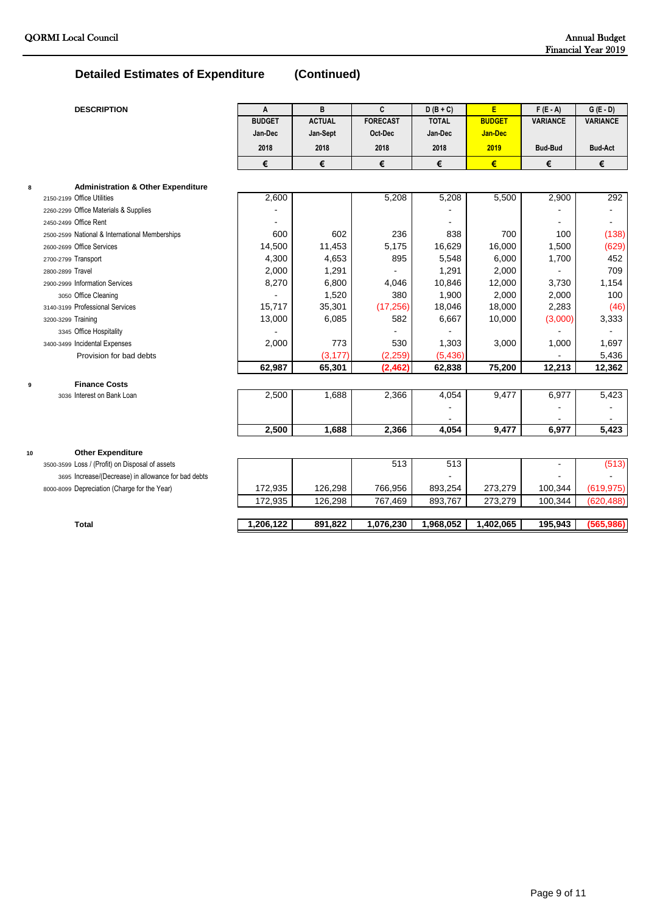## Detailed Estimates of Expenditure (Continued)

| | DESCRIPTION | A BUDGET Jan-Dec 2018 € | B ACTUAL Jan-Sept 2018 € | C FORECAST Oct-Dec 2018 € | D (B + C) TOTAL Jan-Dec 2018 € | E BUDGET Jan-Dec 2019 € | F (E - A) VARIANCE Bud-Bud € | G (E - D) VARIANCE Bud-Act € |
|---|---|---|---|---|---|---|---|---|
| 8 | **Administration & Other Expenditure** | | | | | | | |
| 2150-2199 | Office Utilities | 2,600 | | 5,208 | 5,208 | 5,500 | 2,900 | 292 |
| 2260-2299 | Office Materials & Supplies | - | | | - | | - | - |
| 2450-2499 | Office Rent | - | | | - | | - | - |
| 2500-2599 | National & International Memberships | 600 | 602 | 236 | 838 | 700 | 100 | (138) |
| 2600-2699 | Office Services | 14,500 | 11,453 | 5,175 | 16,629 | 16,000 | 1,500 | (629) |
| 2700-2799 | Transport | 4,300 | 4,653 | 895 | 5,548 | 6,000 | 1,700 | 452 |
| 2800-2899 | Travel | 2,000 | 1,291 | - | 1,291 | 2,000 | - | 709 |
| 2900-2999 | Information Services | 8,270 | 6,800 | 4,046 | 10,846 | 12,000 | 3,730 | 1,154 |
| 3050 | Office Cleaning | - | 1,520 | 380 | 1,900 | 2,000 | 2,000 | 100 |
| 3140-3199 | Professional Services | 15,717 | 35,301 | (17,256) | 18,046 | 18,000 | 2,283 | (46) |
| 3200-3299 | Training | 13,000 | 6,085 | 582 | 6,667 | 10,000 | (3,000) | 3,333 |
| 3345 | Office Hospitality | - | | - | - | | - | - |
| 3400-3499 | Incidental Expenses | 2,000 | 773 | 530 | 1,303 | 3,000 | 1,000 | 1,697 |
| | Provision for bad debts | | (3,177) | (2,259) | (5,436) | | - | 5,436 |
| | | **62,987** | **65,301** | **(2,462)** | **62,838** | **75,200** | **12,213** | **12,362** |
| 9 | **Finance Costs** | | | | | | | |
| 3036 | Interest on Bank Loan | 2,500 | 1,688 | 2,366 | 4,054 | 9,477 | 6,977 | 5,423 |
| | | | | | - | | - | - |
| | | | | | - | | - | - |
| | | **2,500** | **1,688** | **2,366** | **4,054** | **9,477** | **6,977** | **5,423** |
| 10 | **Other Expenditure** | | | | | | | |
| 3500-3599 | Loss / (Profit) on Disposal of assets | | | 513 | 513 | | - | (513) |
| 3695 | Increase/(Decrease) in allowance for bad debts | | | | - | | - | - |
| 8000-8099 | Depreciation (Charge for the Year) | 172,935 | 126,298 | 766,956 | 893,254 | 273,279 | 100,344 | (619,975) |
| | | 172,935 | 126,298 | 767,469 | 893,767 | 273,279 | 100,344 | (620,488) |
| | **Total** | **1,206,122** | **891,822** | **1,076,230** | **1,968,052** | **1,402,065** | **195,943** | **(565,986)** |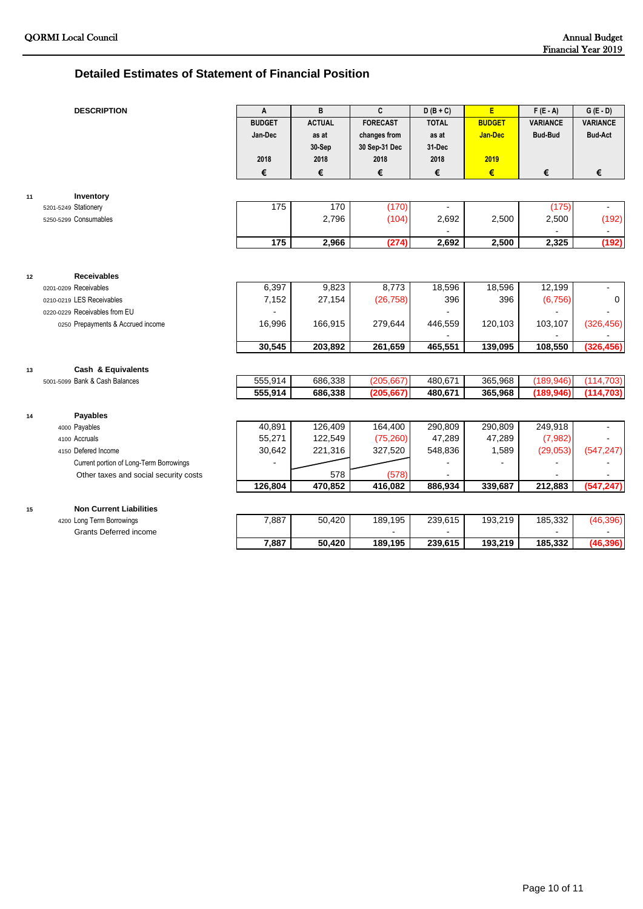## Detailed Estimates of Statement of Financial Position

| | DESCRIPTION | A | B | C | D (B + C) | E | F (E - A) | G (E - D) |
|---|---|---|---|---|---|---|---|---|
| | | BUDGET | ACTUAL | FORECAST | TOTAL | BUDGET | VARIANCE | VARIANCE |
| | | Jan-Dec | as at | changes from | as at | Jan-Dec | Bud-Bud | Bud-Act |
| | | | 30-Sep | 30 Sep-31 Dec | 31-Dec | | | |
| | | 2018 | 2018 | 2018 | 2018 | 2019 | | |
| | | € | € | € | € | € | € | € |
| 11 | **Inventory** | | | | | | | |
| | 5201-5249 Stationery | 175 | 170 | (170) | - | | (175) | - |
| | 5250-5299 Consumables | | 2,796 | (104) | 2,692 | 2,500 | 2,500 | (192) |
| | | | | | - | | - | - |
| | | **175** | **2,966** | **(274)** | **2,692** | **2,500** | **2,325** | **(192)** |
| 12 | **Receivables** | | | | | | | |
| | 0201-0209 Receivables | 6,397 | 9,823 | 8,773 | 18,596 | 18,596 | 12,199 | - |
| | 0210-0219 LES Receivables | 7,152 | 27,154 | (26,758) | 396 | 396 | (6,756) | 0 |
| | 0220-0229 Receivables from EU | - | | | - | | - | - |
| | 0250 Prepayments & Accrued income | 16,996 | 166,915 | 279,644 | 446,559 | 120,103 | 103,107 | (326,456) |
| | | | | | - | | - | - |
| | | **30,545** | **203,892** | **261,659** | **465,551** | **139,095** | **108,550** | **(326,456)** |
| 13 | **Cash & Equivalents** | | | | | | | |
| | 5001-5099 Bank & Cash Balances | 555,914 | 686,338 | (205,667) | 480,671 | 365,968 | (189,946) | (114,703) |
| | | **555,914** | **686,338** | **(205,667)** | **480,671** | **365,968** | **(189,946)** | **(114,703)** |
| 14 | **Payables** | | | | | | | |
| | 4000 Payables | 40,891 | 126,409 | 164,400 | 290,809 | 290,809 | 249,918 | - |
| | 4100 Accruals | 55,271 | 122,549 | (75,260) | 47,289 | 47,289 | (7,982) | - |
| | 4150 Defered Income | 30,642 | 221,316 | 327,520 | 548,836 | 1,589 | (29,053) | (547,247) |
| | Current portion of Long-Term Borrowings | - | | | - | - | - | - |
| | Other taxes and social security costs | | 578 | (578) | - | | - | - |
| | | **126,804** | **470,852** | **416,082** | **886,934** | **339,687** | **212,883** | **(547,247)** |
| 15 | **Non Current Liabilities** | | | | | | | |
| | 4200 Long Term Borrowings | 7,887 | 50,420 | 189,195 | 239,615 | 193,219 | 185,332 | (46,396) |
| | Grants Deferred income | | | - | - | | - | - |
| | | **7,887** | **50,420** | **189,195** | **239,615** | **193,219** | **185,332** | **(46,396)** |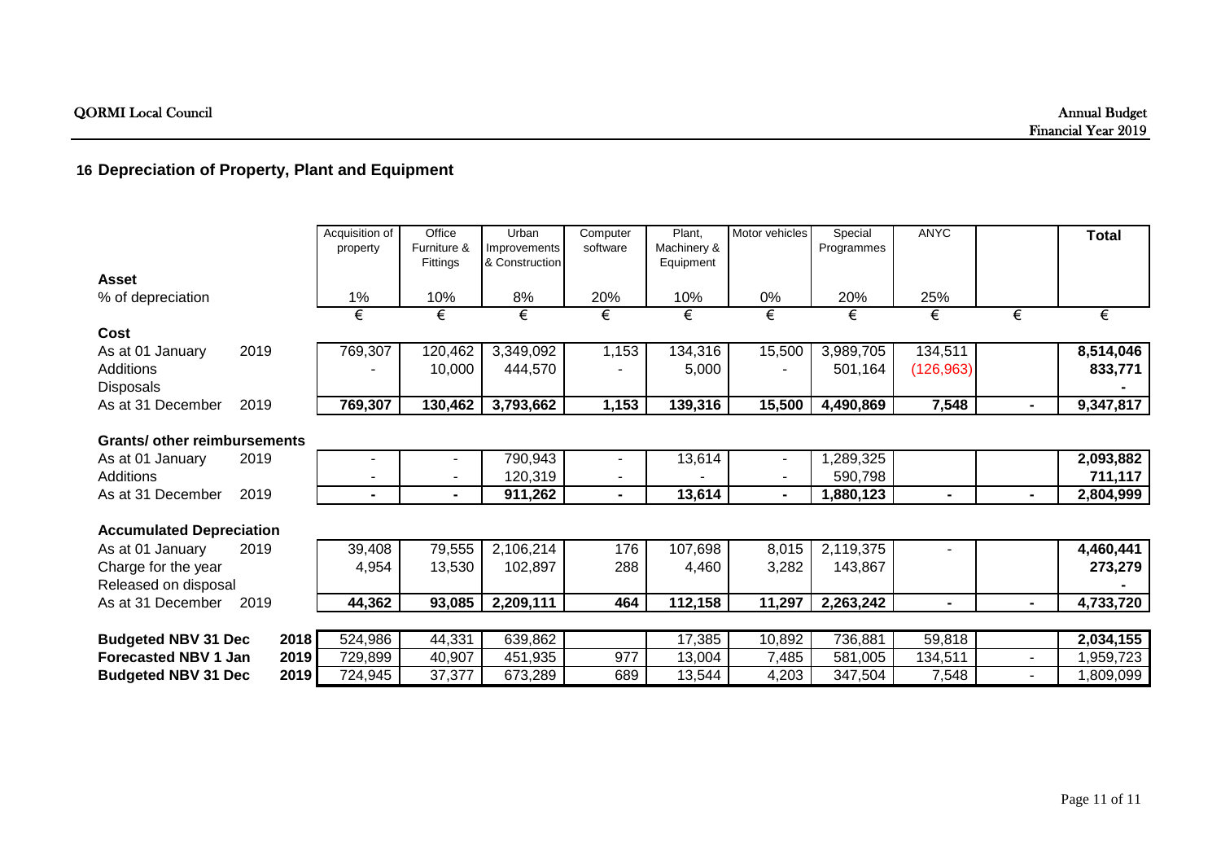## 16 Depreciation of Property, Plant and Equipment

| | | Acquisition of property | Office Furniture & Fittings | Urban Improvements & Construction | Computer software | Plant, Machinery & Equipment | Motor vehicles | Special Programmes | ANYC | | Total |
|---|---|---|---|---|---|---|---|---|---|---|---|
| **Asset** | | | | | | | | | | | |
| % of depreciation | | 1% | 10% | 8% | 20% | 10% | 0% | 20% | 25% | | |
| | | € | € | € | € | € | € | € | € | € | € |
| **Cost** | | | | | | | | | | | |
| As at 01 January | 2019 | 769,307 | 120,462 | 3,349,092 | 1,153 | 134,316 | 15,500 | 3,989,705 | 134,511 | | 8,514,046 |
| Additions | | - | 10,000 | 444,570 | - | 5,000 | - | 501,164 | (126,963) | | 833,771 |
| Disposals | | | | | | | | | | | - |
| As at 31 December | 2019 | 769,307 | 130,462 | 3,793,662 | 1,153 | 139,316 | 15,500 | 4,490,869 | 7,548 | - | 9,347,817 |
| **Grants/ other reimbursements** | | | | | | | | | | | |
| As at 01 January | 2019 | - | - | 790,943 | - | 13,614 | - | 1,289,325 | | | 2,093,882 |
| Additions | | - | - | 120,319 | - | - | - | 590,798 | | | 711,117 |
| As at 31 December | 2019 | - | - | 911,262 | - | 13,614 | - | 1,880,123 | - | - | 2,804,999 |
| **Accumulated Depreciation** | | | | | | | | | | | |
| As at 01 January | 2019 | 39,408 | 79,555 | 2,106,214 | 176 | 107,698 | 8,015 | 2,119,375 | - | | 4,460,441 |
| Charge for the year | | 4,954 | 13,530 | 102,897 | 288 | 4,460 | 3,282 | 143,867 | | | 273,279 |
| Released on disposal | | | | | | | | | | | - |
| As at 31 December | 2019 | 44,362 | 93,085 | 2,209,111 | 464 | 112,158 | 11,297 | 2,263,242 | - | - | 4,733,720 |
| **Budgeted NBV 31 Dec** | **2018** | 524,986 | 44,331 | 639,862 | | 17,385 | 10,892 | 736,881 | 59,818 | | 2,034,155 |
| **Forecasted NBV 1 Jan** | **2019** | 729,899 | 40,907 | 451,935 | 977 | 13,004 | 7,485 | 581,005 | 134,511 | - | 1,959,723 |
| **Budgeted NBV 31 Dec** | **2019** | 724,945 | 37,377 | 673,289 | 689 | 13,544 | 4,203 | 347,504 | 7,548 | - | 1,809,099 |